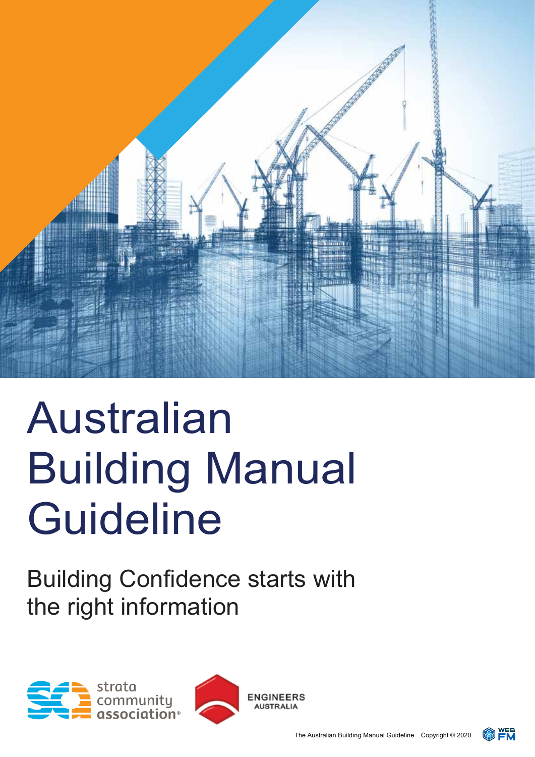# Australian Building Manual Guideline

## Building Confidence starts with the right information

strata community association

ENGINEERS AUSTRALIA

The Australian Building Manual Guideline Copyright © 2020

WEB FM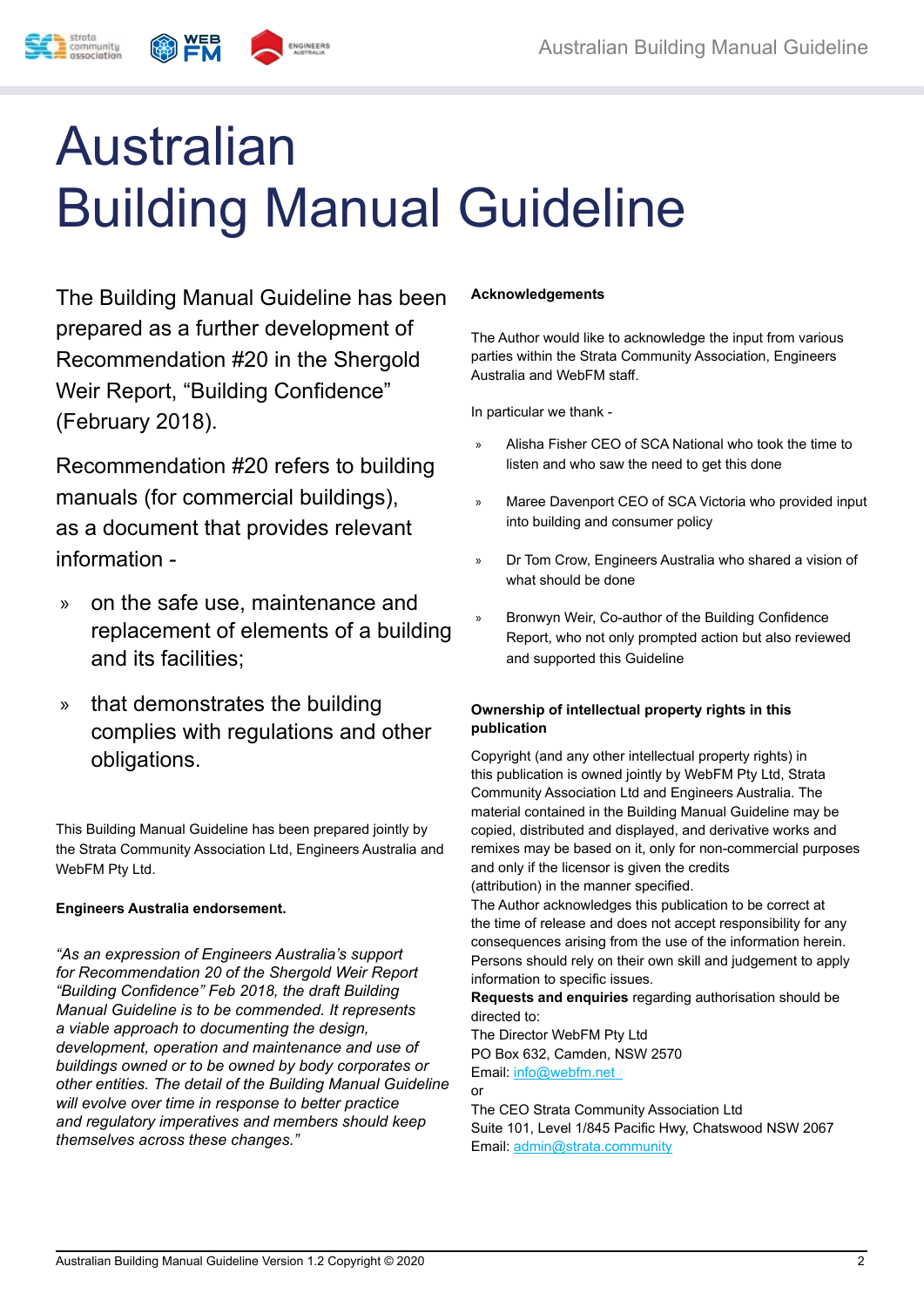# Australian Building Manual Guideline

The Building Manual Guideline has been prepared as a further development of Recommendation #20 in the Shergold Weir Report, "Building Confidence" (February 2018).

Recommendation #20 refers to building manuals (for commercial buildings), as a document that provides relevant information -

- on the safe use, maintenance and replacement of elements of a building and its facilities;
- that demonstrates the building complies with regulations and other obligations.

This Building Manual Guideline has been prepared jointly by the Strata Community Association Ltd, Engineers Australia and WebFM Pty Ltd.

**Engineers Australia endorsement.**

*"As an expression of Engineers Australia's support for Recommendation 20 of the Shergold Weir Report "Building Confidence" Feb 2018, the draft Building Manual Guideline is to be commended. It represents a viable approach to documenting the design, development, operation and maintenance and use of buildings owned or to be owned by body corporates or other entities. The detail of the Building Manual Guideline will evolve over time in response to better practice and regulatory imperatives and members should keep themselves across these changes."*

**Acknowledgements**

The Author would like to acknowledge the input from various parties within the Strata Community Association, Engineers Australia and WebFM staff.

In particular we thank -

- Alisha Fisher CEO of SCA National who took the time to listen and who saw the need to get this done
- Maree Davenport CEO of SCA Victoria who provided input into building and consumer policy
- Dr Tom Crow, Engineers Australia who shared a vision of what should be done
- Bronwyn Weir, Co-author of the Building Confidence Report, who not only prompted action but also reviewed and supported this Guideline

**Ownership of intellectual property rights in this publication**

Copyright (and any other intellectual property rights) in this publication is owned jointly by WebFM Pty Ltd, Strata Community Association Ltd and Engineers Australia. The material contained in the Building Manual Guideline may be copied, distributed and displayed, and derivative works and remixes may be based on it, only for non-commercial purposes and only if the licensor is given the credits (attribution) in the manner specified.
The Author acknowledges this publication to be correct at the time of release and does not accept responsibility for any consequences arising from the use of the information herein. Persons should rely on their own skill and judgement to apply information to specific issues.
**Requests and enquiries** regarding authorisation should be directed to:
The Director WebFM Pty Ltd
PO Box 632, Camden, NSW 2570
Email: info@webfm.net
or
The CEO Strata Community Association Ltd
Suite 101, Level 1/845 Pacific Hwy, Chatswood NSW 2067
Email: admin@strata.community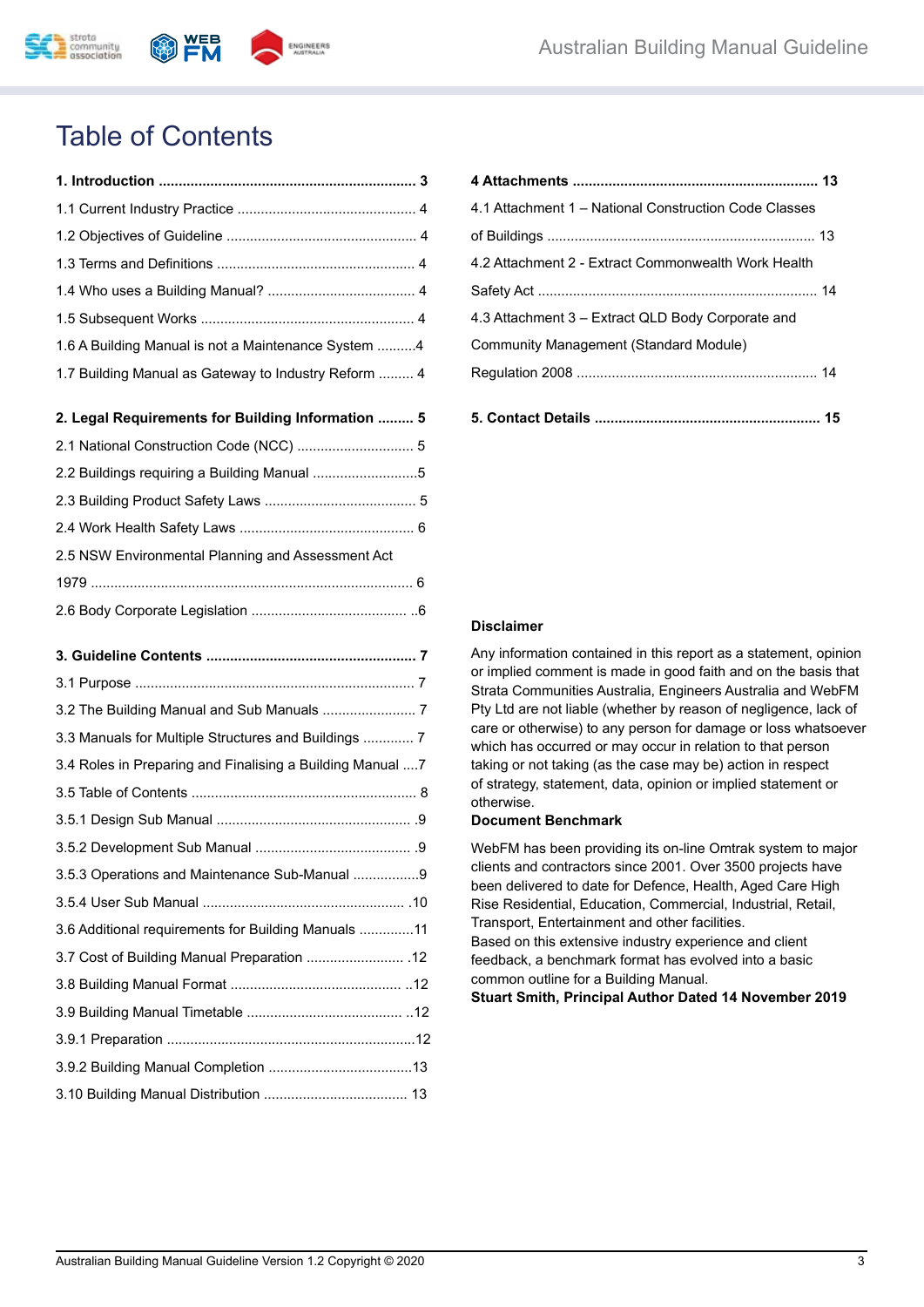# Table of Contents

**1. Introduction ................................................................ 3**

1.1 Current Industry Practice ............................................. 4

1.2 Objectives of Guideline ................................................ 4

1.3 Terms and Definitions .................................................. 4

1.4 Who uses a Building Manual? ...................................... 4

1.5 Subsequent Works ....................................................... 4

1.6 A Building Manual is not a Maintenance System ..........4

1.7 Building Manual as Gateway to Industry Reform ......... 4

**2. Legal Requirements for Building Information ......... 5**

2.1 National Construction Code (NCC) .............................. 5

2.2 Buildings requiring a Building Manual ...........................5

2.3 Building Product Safety Laws ....................................... 5

2.4 Work Health Safety Laws ............................................. 6

2.5 NSW Environmental Planning and Assessment Act 1979 .................................................................................. 6

2.6 Body Corporate Legislation ........................................ ..6

**3. Guideline Contents .................................................... 7**

3.1 Purpose ....................................................................... 7

3.2 The Building Manual and Sub Manuals ........................ 7

3.3 Manuals for Multiple Structures and Buildings ............. 7

3.4 Roles in Preparing and Finalising a Building Manual ....7

3.5 Table of Contents ......................................................... 8

3.5.1 Design Sub Manual .................................................. .9

3.5.2 Development Sub Manual ........................................ .9

3.5.3 Operations and Maintenance Sub-Manual .................9

3.5.4 User Sub Manual .................................................... .10

3.6 Additional requirements for Building Manuals ..............11

3.7 Cost of Building Manual Preparation ......................... .12

3.8 Building Manual Format ............................................ ..12

3.9 Building Manual Timetable ........................................ ..12

3.9.1 Preparation ...............................................................12

3.9.2 Building Manual Completion .....................................13

3.10 Building Manual Distribution ..................................... 13

**4 Attachments ............................................................. 13**

4.1 Attachment 1 – National Construction Code Classes of Buildings .................................................................... 13

4.2 Attachment 2 - Extract Commonwealth Work Health Safety Act ....................................................................... 14

4.3 Attachment 3 – Extract QLD Body Corporate and Community Management (Standard Module) Regulation 2008 ............................................................. 14

**5. Contact Details ......................................................... 15**

**Disclaimer**

Any information contained in this report as a statement, opinion or implied comment is made in good faith and on the basis that Strata Communities Australia, Engineers Australia and WebFM Pty Ltd are not liable (whether by reason of negligence, lack of care or otherwise) to any person for damage or loss whatsoever which has occurred or may occur in relation to that person taking or not taking (as the case may be) action in respect of strategy, statement, data, opinion or implied statement or otherwise.

**Document Benchmark**

WebFM has been providing its on-line Omtrak system to major clients and contractors since 2001. Over 3500 projects have been delivered to date for Defence, Health, Aged Care High Rise Residential, Education, Commercial, Industrial, Retail, Transport, Entertainment and other facilities.

Based on this extensive industry experience and client feedback, a benchmark format has evolved into a basic common outline for a Building Manual.

**Stuart Smith, Principal Author Dated 14 November 2019**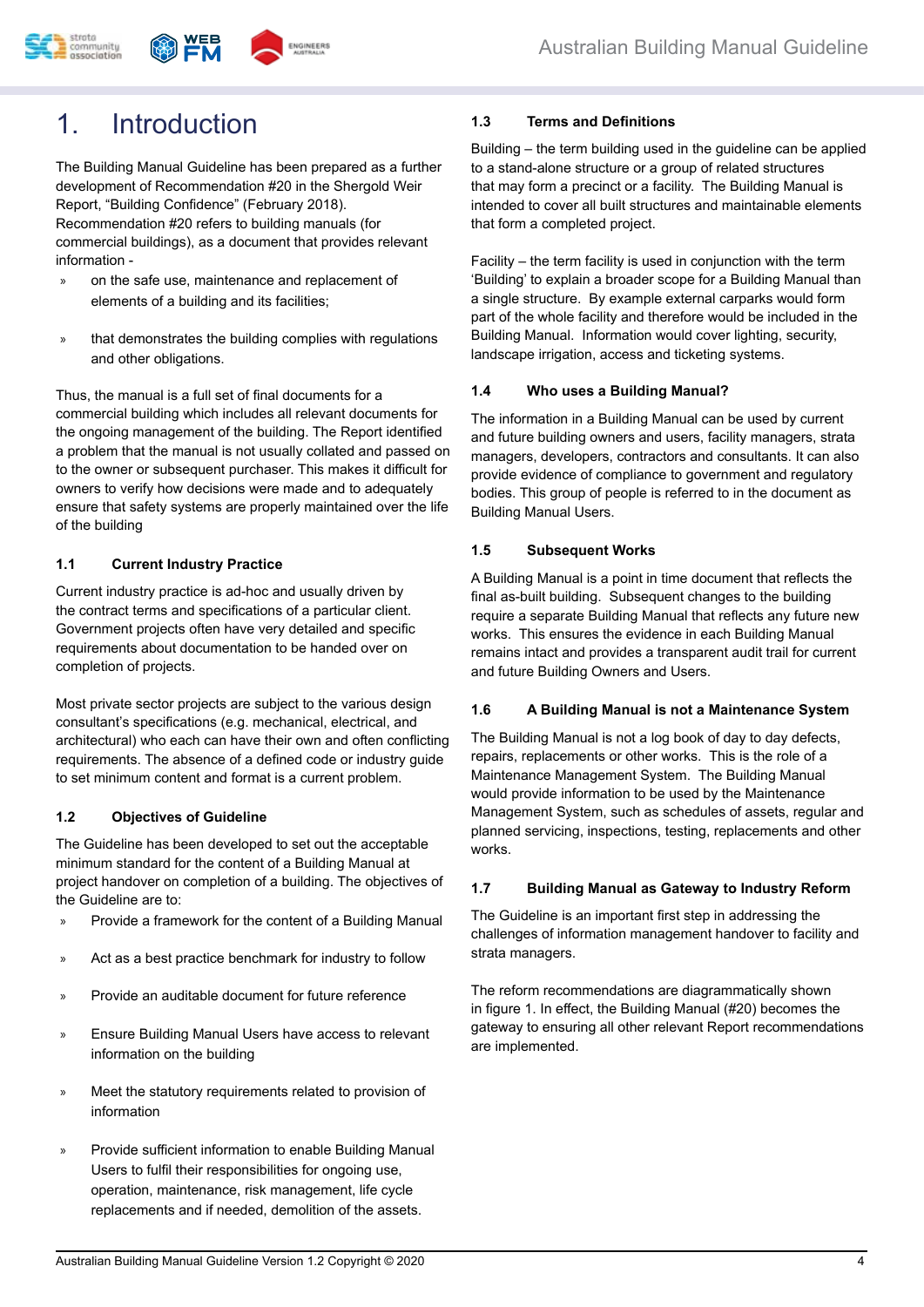# 1. Introduction

The Building Manual Guideline has been prepared as a further development of Recommendation #20 in the Shergold Weir Report, "Building Confidence" (February 2018). Recommendation #20 refers to building manuals (for commercial buildings), as a document that provides relevant information -

- on the safe use, maintenance and replacement of elements of a building and its facilities;
- that demonstrates the building complies with regulations and other obligations.

Thus, the manual is a full set of final documents for a commercial building which includes all relevant documents for the ongoing management of the building. The Report identified a problem that the manual is not usually collated and passed on to the owner or subsequent purchaser. This makes it difficult for owners to verify how decisions were made and to adequately ensure that safety systems are properly maintained over the life of the building

## 1.1 Current Industry Practice

Current industry practice is ad-hoc and usually driven by the contract terms and specifications of a particular client. Government projects often have very detailed and specific requirements about documentation to be handed over on completion of projects.

Most private sector projects are subject to the various design consultant's specifications (e.g. mechanical, electrical, and architectural) who each can have their own and often conflicting requirements. The absence of a defined code or industry guide to set minimum content and format is a current problem.

## 1.2 Objectives of Guideline

The Guideline has been developed to set out the acceptable minimum standard for the content of a Building Manual at project handover on completion of a building. The objectives of the Guideline are to:

- Provide a framework for the content of a Building Manual
- Act as a best practice benchmark for industry to follow
- Provide an auditable document for future reference
- Ensure Building Manual Users have access to relevant information on the building
- Meet the statutory requirements related to provision of information
- Provide sufficient information to enable Building Manual Users to fulfil their responsibilities for ongoing use, operation, maintenance, risk management, life cycle replacements and if needed, demolition of the assets.

## 1.3 Terms and Definitions

Building – the term building used in the guideline can be applied to a stand-alone structure or a group of related structures that may form a precinct or a facility. The Building Manual is intended to cover all built structures and maintainable elements that form a completed project.

Facility – the term facility is used in conjunction with the term 'Building' to explain a broader scope for a Building Manual than a single structure. By example external carparks would form part of the whole facility and therefore would be included in the Building Manual. Information would cover lighting, security, landscape irrigation, access and ticketing systems.

## 1.4 Who uses a Building Manual?

The information in a Building Manual can be used by current and future building owners and users, facility managers, strata managers, developers, contractors and consultants. It can also provide evidence of compliance to government and regulatory bodies. This group of people is referred to in the document as Building Manual Users.

## 1.5 Subsequent Works

A Building Manual is a point in time document that reflects the final as-built building. Subsequent changes to the building require a separate Building Manual that reflects any future new works. This ensures the evidence in each Building Manual remains intact and provides a transparent audit trail for current and future Building Owners and Users.

## 1.6 A Building Manual is not a Maintenance System

The Building Manual is not a log book of day to day defects, repairs, replacements or other works. This is the role of a Maintenance Management System. The Building Manual would provide information to be used by the Maintenance Management System, such as schedules of assets, regular and planned servicing, inspections, testing, replacements and other works.

## 1.7 Building Manual as Gateway to Industry Reform

The Guideline is an important first step in addressing the challenges of information management handover to facility and strata managers.

The reform recommendations are diagrammatically shown in figure 1. In effect, the Building Manual (#20) becomes the gateway to ensuring all other relevant Report recommendations are implemented.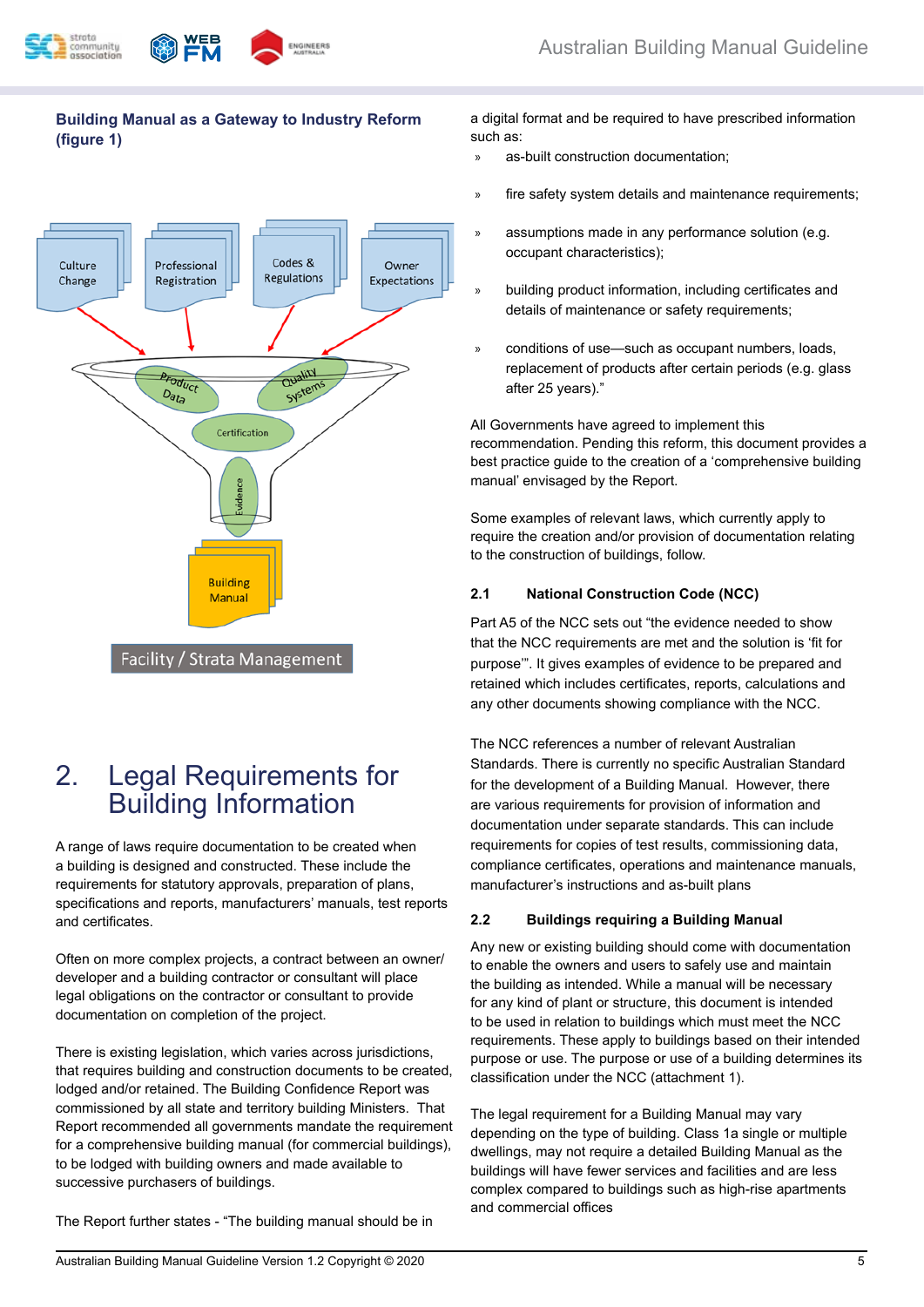**Building Manual as a Gateway to Industry Reform (figure 1)**

# 2. Legal Requirements for Building Information

A range of laws require documentation to be created when a building is designed and constructed. These include the requirements for statutory approvals, preparation of plans, specifications and reports, manufacturers' manuals, test reports and certificates.

Often on more complex projects, a contract between an owner/developer and a building contractor or consultant will place legal obligations on the contractor or consultant to provide documentation on completion of the project.

There is existing legislation, which varies across jurisdictions, that requires building and construction documents to be created, lodged and/or retained. The Building Confidence Report was commissioned by all state and territory building Ministers. That Report recommended all governments mandate the requirement for a comprehensive building manual (for commercial buildings), to be lodged with building owners and made available to successive purchasers of buildings.

The Report further states - "The building manual should be in a digital format and be required to have prescribed information such as:

- as-built construction documentation;
- fire safety system details and maintenance requirements;
- assumptions made in any performance solution (e.g. occupant characteristics);
- building product information, including certificates and details of maintenance or safety requirements;
- conditions of use—such as occupant numbers, loads, replacement of products after certain periods (e.g. glass after 25 years)."

All Governments have agreed to implement this recommendation. Pending this reform, this document provides a best practice guide to the creation of a 'comprehensive building manual' envisaged by the Report.

Some examples of relevant laws, which currently apply to require the creation and/or provision of documentation relating to the construction of buildings, follow.

### 2.1 National Construction Code (NCC)

Part A5 of the NCC sets out "the evidence needed to show that the NCC requirements are met and the solution is 'fit for purpose'". It gives examples of evidence to be prepared and retained which includes certificates, reports, calculations and any other documents showing compliance with the NCC.

The NCC references a number of relevant Australian Standards. There is currently no specific Australian Standard for the development of a Building Manual. However, there are various requirements for provision of information and documentation under separate standards. This can include requirements for copies of test results, commissioning data, compliance certificates, operations and maintenance manuals, manufacturer's instructions and as-built plans

### 2.2 Buildings requiring a Building Manual

Any new or existing building should come with documentation to enable the owners and users to safely use and maintain the building as intended. While a manual will be necessary for any kind of plant or structure, this document is intended to be used in relation to buildings which must meet the NCC requirements. These apply to buildings based on their intended purpose or use. The purpose or use of a building determines its classification under the NCC (attachment 1).

The legal requirement for a Building Manual may vary depending on the type of building. Class 1a single or multiple dwellings, may not require a detailed Building Manual as the buildings will have fewer services and facilities and are less complex compared to buildings such as high-rise apartments and commercial offices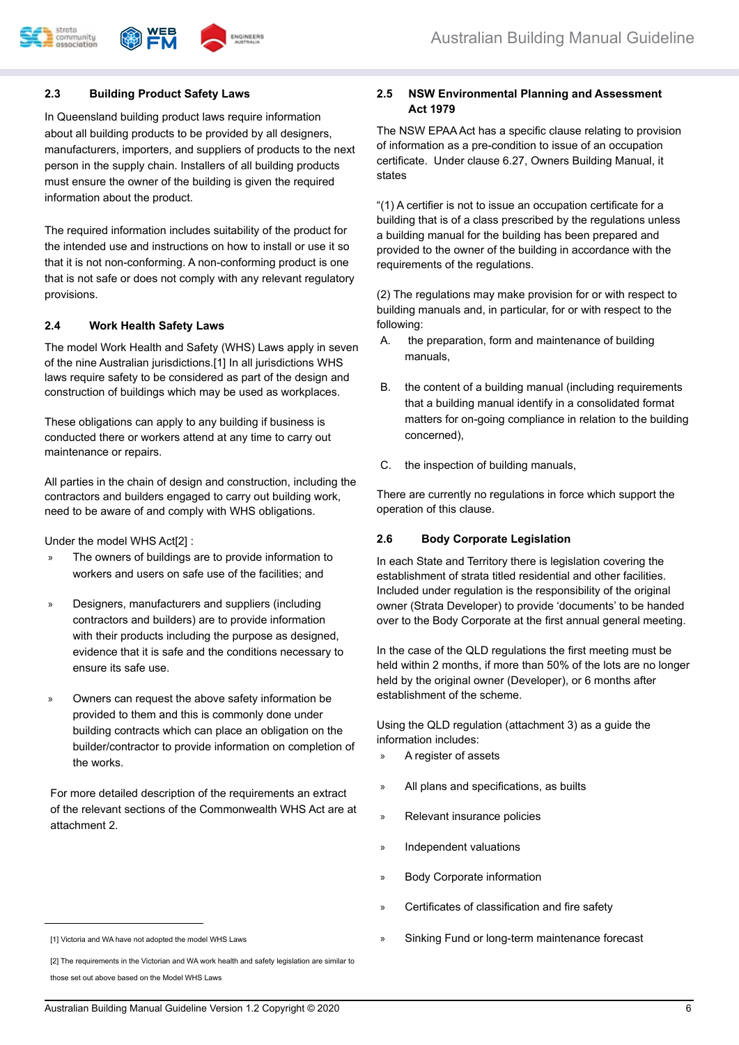## 2.3 Building Product Safety Laws

In Queensland building product laws require information about all building products to be provided by all designers, manufacturers, importers, and suppliers of products to the next person in the supply chain. Installers of all building products must ensure the owner of the building is given the required information about the product.

The required information includes suitability of the product for the intended use and instructions on how to install or use it so that it is not non-conforming. A non-conforming product is one that is not safe or does not comply with any relevant regulatory provisions.

## 2.4 Work Health Safety Laws

The model Work Health and Safety (WHS) Laws apply in seven of the nine Australian jurisdictions.[1] In all jurisdictions WHS laws require safety to be considered as part of the design and construction of buildings which may be used as workplaces.

These obligations can apply to any building if business is conducted there or workers attend at any time to carry out maintenance or repairs.

All parties in the chain of design and construction, including the contractors and builders engaged to carry out building work, need to be aware of and comply with WHS obligations.

Under the model WHS Act[2] :

- The owners of buildings are to provide information to workers and users on safe use of the facilities; and
- Designers, manufacturers and suppliers (including contractors and builders) are to provide information with their products including the purpose as designed, evidence that it is safe and the conditions necessary to ensure its safe use.
- Owners can request the above safety information be provided to them and this is commonly done under building contracts which can place an obligation on the builder/contractor to provide information on completion of the works.

For more detailed description of the requirements an extract of the relevant sections of the Commonwealth WHS Act are at attachment 2.

[1] Victoria and WA have not adopted the model WHS Laws

[2] The requirements in the Victorian and WA work health and safety legislation are similar to those set out above based on the Model WHS Laws

## 2.5 NSW Environmental Planning and Assessment Act 1979

The NSW EPAA Act has a specific clause relating to provision of information as a pre-condition to issue of an occupation certificate. Under clause 6.27, Owners Building Manual, it states

"(1) A certifier is not to issue an occupation certificate for a building that is of a class prescribed by the regulations unless a building manual for the building has been prepared and provided to the owner of the building in accordance with the requirements of the regulations.

(2) The regulations may make provision for or with respect to building manuals and, in particular, for or with respect to the following:

A. the preparation, form and maintenance of building manuals,

B. the content of a building manual (including requirements that a building manual identify in a consolidated format matters for on-going compliance in relation to the building concerned),

C. the inspection of building manuals,

There are currently no regulations in force which support the operation of this clause.

## 2.6 Body Corporate Legislation

In each State and Territory there is legislation covering the establishment of strata titled residential and other facilities. Included under regulation is the responsibility of the original owner (Strata Developer) to provide 'documents' to be handed over to the Body Corporate at the first annual general meeting.

In the case of the QLD regulations the first meeting must be held within 2 months, if more than 50% of the lots are no longer held by the original owner (Developer), or 6 months after establishment of the scheme.

Using the QLD regulation (attachment 3) as a guide the information includes:

- A register of assets
- All plans and specifications, as builts
- Relevant insurance policies
- Independent valuations
- Body Corporate information
- Certificates of classification and fire safety
- Sinking Fund or long-term maintenance forecast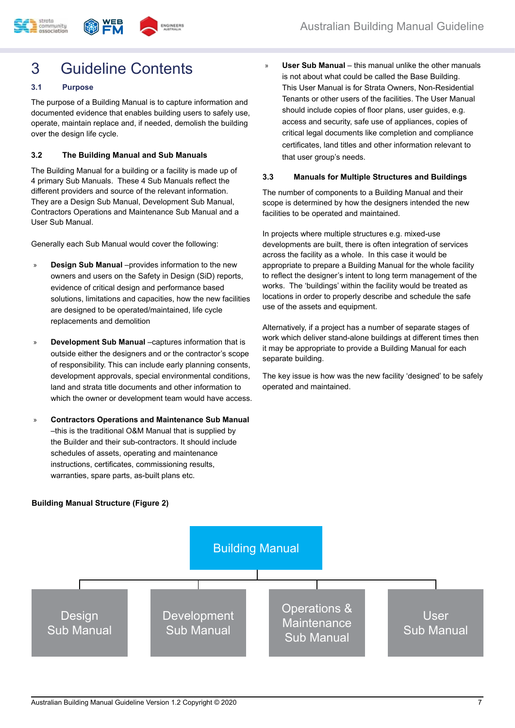# 3 Guideline Contents

## 3.1 Purpose

The purpose of a Building Manual is to capture information and documented evidence that enables building users to safely use, operate, maintain replace and, if needed, demolish the building over the design life cycle.

### 3.2 The Building Manual and Sub Manuals

The Building Manual for a building or a facility is made up of 4 primary Sub Manuals. These 4 Sub Manuals reflect the different providers and source of the relevant information. They are a Design Sub Manual, Development Sub Manual, Contractors Operations and Maintenance Sub Manual and a User Sub Manual.

Generally each Sub Manual would cover the following:

- **Design Sub Manual** –provides information to the new owners and users on the Safety in Design (SiD) reports, evidence of critical design and performance based solutions, limitations and capacities, how the new facilities are designed to be operated/maintained, life cycle replacements and demolition
- **Development Sub Manual** –captures information that is outside either the designers and or the contractor's scope of responsibility. This can include early planning consents, development approvals, special environmental conditions, land and strata title documents and other information to which the owner or development team would have access.
- **Contractors Operations and Maintenance Sub Manual** –this is the traditional O&M Manual that is supplied by the Builder and their sub-contractors. It should include schedules of assets, operating and maintenance instructions, certificates, commissioning results, warranties, spare parts, as-built plans etc.
- **User Sub Manual** – this manual unlike the other manuals is not about what could be called the Base Building. This User Manual is for Strata Owners, Non-Residential Tenants or other users of the facilities. The User Manual should include copies of floor plans, user guides, e.g. access and security, safe use of appliances, copies of critical legal documents like completion and compliance certificates, land titles and other information relevant to that user group's needs.

### 3.3 Manuals for Multiple Structures and Buildings

The number of components to a Building Manual and their scope is determined by how the designers intended the new facilities to be operated and maintained.

In projects where multiple structures e.g. mixed-use developments are built, there is often integration of services across the facility as a whole. In this case it would be appropriate to prepare a Building Manual for the whole facility to reflect the designer's intent to long term management of the works. The 'buildings' within the facility would be treated as locations in order to properly describe and schedule the safe use of the assets and equipment.

Alternatively, if a project has a number of separate stages of work which deliver stand-alone buildings at different times then it may be appropriate to provide a Building Manual for each separate building.

The key issue is how was the new facility 'designed' to be safely operated and maintained.

**Building Manual Structure (Figure 2)**

- Building Manual
  - Design Sub Manual
  - Development Sub Manual
  - Operations & Maintenance Sub Manual
  - User Sub Manual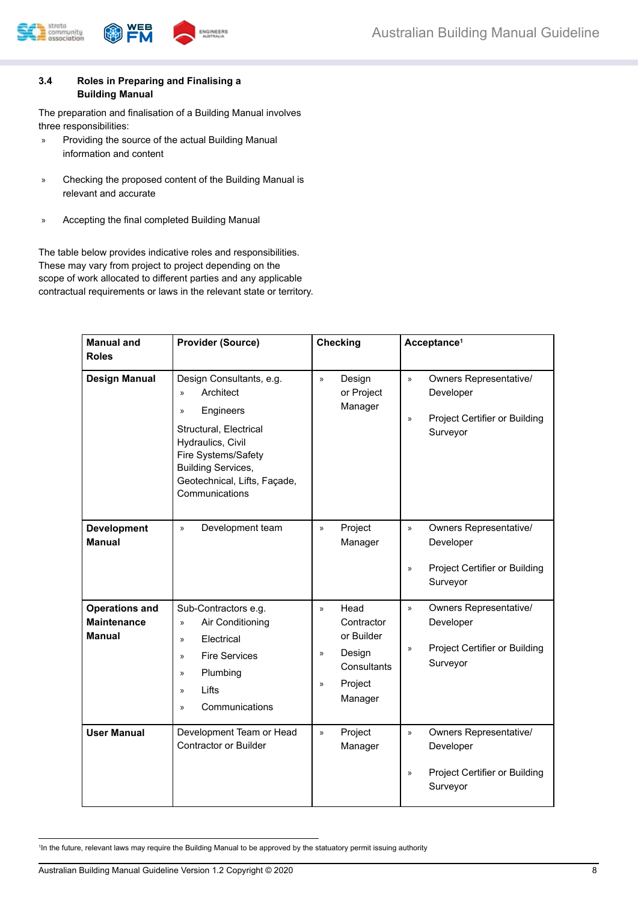### 3.4 Roles in Preparing and Finalising a Building Manual

The preparation and finalisation of a Building Manual involves three responsibilities:

- Providing the source of the actual Building Manual information and content
- Checking the proposed content of the Building Manual is relevant and accurate
- Accepting the final completed Building Manual

The table below provides indicative roles and responsibilities. These may vary from project to project depending on the scope of work allocated to different parties and any applicable contractual requirements or laws in the relevant state or territory.

| Manual and Roles | Provider (Source) | Checking | Acceptance[1] |
|---|---|---|---|
| **Design Manual** | Design Consultants, e.g.<br>» Architect<br>» Engineers<br>Structural, Electrical Hydraulics, Civil Fire Systems/Safety Building Services, Geotechnical, Lifts, Façade, Communications | » Design or Project Manager | » Owners Representative/ Developer<br>» Project Certifier or Building Surveyor |
| **Development Manual** | » Development team | » Project Manager | » Owners Representative/ Developer<br>» Project Certifier or Building Surveyor |
| **Operations and Maintenance Manual** | Sub-Contractors e.g.<br>» Air Conditioning<br>» Electrical<br>» Fire Services<br>» Plumbing<br>» Lifts<br>» Communications | » Head Contractor or Builder<br>» Design Consultants<br>» Project Manager | » Owners Representative/ Developer<br>» Project Certifier or Building Surveyor |
| **User Manual** | Development Team or Head Contractor or Builder | » Project Manager | » Owners Representative/ Developer<br>» Project Certifier or Building Surveyor |

[1] In the future, relevant laws may require the Building Manual to be approved by the statuatory permit issuing authority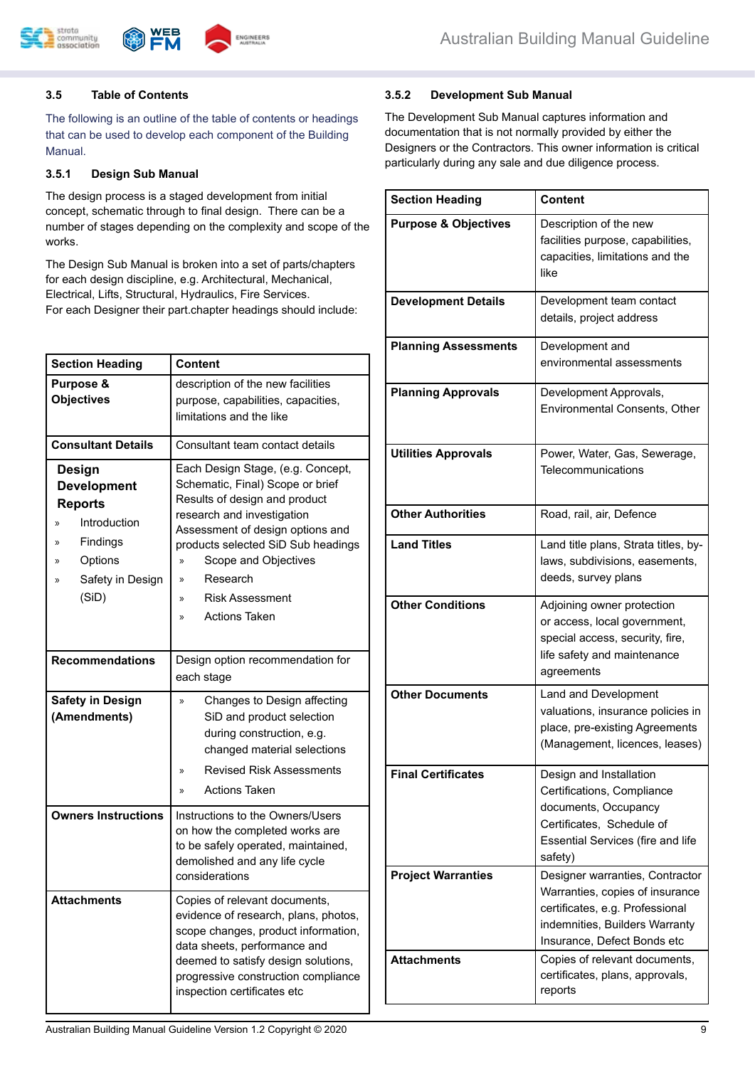### 3.5 Table of Contents

The following is an outline of the table of contents or headings that can be used to develop each component of the Building Manual.

#### 3.5.1 Design Sub Manual

The design process is a staged development from initial concept, schematic through to final design. There can be a number of stages depending on the complexity and scope of the works.

The Design Sub Manual is broken into a set of parts/chapters for each design discipline, e.g. Architectural, Mechanical, Electrical, Lifts, Structural, Hydraulics, Fire Services.
For each Designer their part.chapter headings should include:

| Section Heading | Content |
|---|---|
| **Purpose & Objectives** | description of the new facilities purpose, capabilities, capacities, limitations and the like |
| **Consultant Details** | Consultant team contact details |
| **Design Development Reports**<br>» Introduction<br>» Findings<br>» Options<br>» Safety in Design (SiD) | Each Design Stage, (e.g. Concept, Schematic, Final) Scope or brief Results of design and product research and investigation Assessment of design options and products selected SiD Sub headings<br>» Scope and Objectives<br>» Research<br>» Risk Assessment<br>» Actions Taken |
| **Recommendations** | Design option recommendation for each stage |
| **Safety in Design (Amendments)** | » Changes to Design affecting SiD and product selection during construction, e.g. changed material selections<br>» Revised Risk Assessments<br>» Actions Taken |
| **Owners Instructions** | Instructions to the Owners/Users on how the completed works are to be safely operated, maintained, demolished and any life cycle considerations |
| **Attachments** | Copies of relevant documents, evidence of research, plans, photos, scope changes, product information, data sheets, performance and deemed to satisfy design solutions, progressive construction compliance inspection certificates etc |

#### 3.5.2 Development Sub Manual

The Development Sub Manual captures information and documentation that is not normally provided by either the Designers or the Contractors. This owner information is critical particularly during any sale and due diligence process.

| Section Heading | Content |
|---|---|
| **Purpose & Objectives** | Description of the new facilities purpose, capabilities, capacities, limitations and the like |
| **Development Details** | Development team contact details, project address |
| **Planning Assessments** | Development and environmental assessments |
| **Planning Approvals** | Development Approvals, Environmental Consents, Other |
| **Utilities Approvals** | Power, Water, Gas, Sewerage, Telecommunications |
| **Other Authorities** | Road, rail, air, Defence |
| **Land Titles** | Land title plans, Strata titles, by-laws, subdivisions, easements, deeds, survey plans |
| **Other Conditions** | Adjoining owner protection or access, local government, special access, security, fire, life safety and maintenance agreements |
| **Other Documents** | Land and Development valuations, insurance policies in place, pre-existing Agreements (Management, licences, leases) |
| **Final Certificates** | Design and Installation Certifications, Compliance documents, Occupancy Certificates, Schedule of Essential Services (fire and life safety) |
| **Project Warranties** | Designer warranties, Contractor Warranties, copies of insurance certificates, e.g. Professional indemnities, Builders Warranty Insurance, Defect Bonds etc |
| **Attachments** | Copies of relevant documents, certificates, plans, approvals, reports |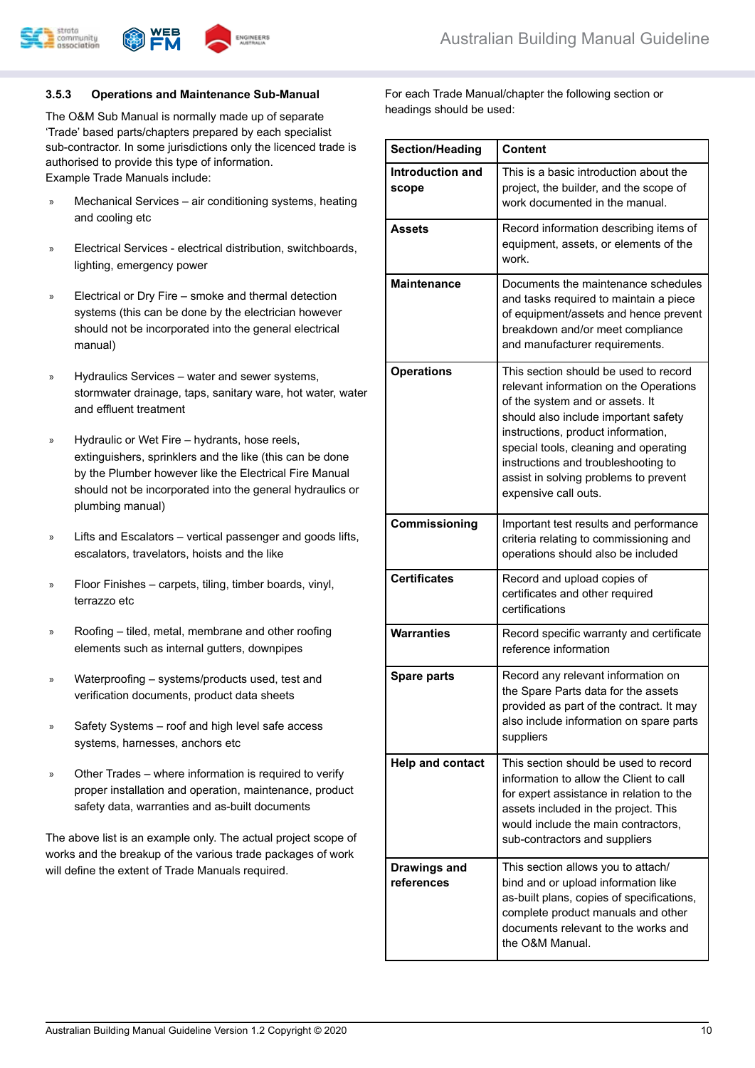### 3.5.3 Operations and Maintenance Sub-Manual

The O&M Sub Manual is normally made up of separate 'Trade' based parts/chapters prepared by each specialist sub-contractor. In some jurisdictions only the licenced trade is authorised to provide this type of information.
Example Trade Manuals include:

- Mechanical Services – air conditioning systems, heating and cooling etc
- Electrical Services - electrical distribution, switchboards, lighting, emergency power
- Electrical or Dry Fire – smoke and thermal detection systems (this can be done by the electrician however should not be incorporated into the general electrical manual)
- Hydraulics Services – water and sewer systems, stormwater drainage, taps, sanitary ware, hot water, water and effluent treatment
- Hydraulic or Wet Fire – hydrants, hose reels, extinguishers, sprinklers and the like (this can be done by the Plumber however like the Electrical Fire Manual should not be incorporated into the general hydraulics or plumbing manual)
- Lifts and Escalators – vertical passenger and goods lifts, escalators, travelators, hoists and the like
- Floor Finishes – carpets, tiling, timber boards, vinyl, terrazzo etc
- Roofing – tiled, metal, membrane and other roofing elements such as internal gutters, downpipes
- Waterproofing – systems/products used, test and verification documents, product data sheets
- Safety Systems – roof and high level safe access systems, harnesses, anchors etc
- Other Trades – where information is required to verify proper installation and operation, maintenance, product safety data, warranties and as-built documents

The above list is an example only. The actual project scope of works and the breakup of the various trade packages of work will define the extent of Trade Manuals required.

For each Trade Manual/chapter the following section or headings should be used:

| Section/Heading | Content |
|---|---|
| **Introduction and scope** | This is a basic introduction about the project, the builder, and the scope of work documented in the manual. |
| **Assets** | Record information describing items of equipment, assets, or elements of the work. |
| **Maintenance** | Documents the maintenance schedules and tasks required to maintain a piece of equipment/assets and hence prevent breakdown and/or meet compliance and manufacturer requirements. |
| **Operations** | This section should be used to record relevant information on the Operations of the system and or assets. It should also include important safety instructions, product information, special tools, cleaning and operating instructions and troubleshooting to assist in solving problems to prevent expensive call outs. |
| **Commissioning** | Important test results and performance criteria relating to commissioning and operations should also be included |
| **Certificates** | Record and upload copies of certificates and other required certifications |
| **Warranties** | Record specific warranty and certificate reference information |
| **Spare parts** | Record any relevant information on the Spare Parts data for the assets provided as part of the contract. It may also include information on spare parts suppliers |
| **Help and contact** | This section should be used to record information to allow the Client to call for expert assistance in relation to the assets included in the project. This would include the main contractors, sub-contractors and suppliers |
| **Drawings and references** | This section allows you to attach/ bind and or upload information like as-built plans, copies of specifications, complete product manuals and other documents relevant to the works and the O&M Manual. |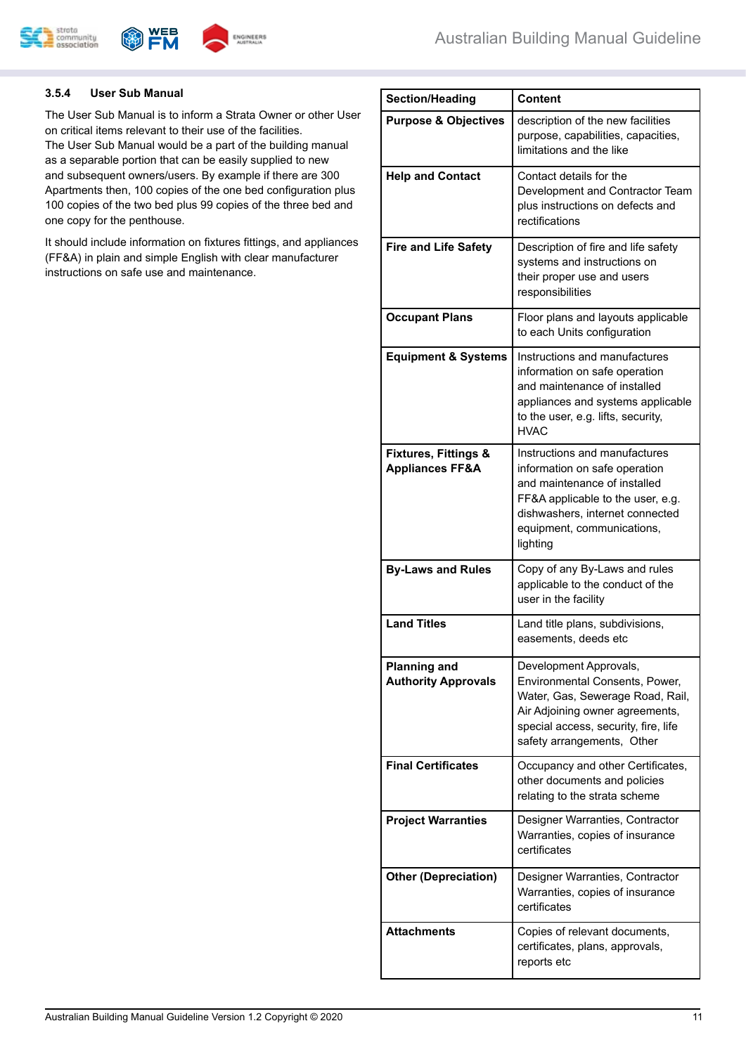### 3.5.4 User Sub Manual

The User Sub Manual is to inform a Strata Owner or other User on critical items relevant to their use of the facilities.
The User Sub Manual would be a part of the building manual as a separable portion that can be easily supplied to new and subsequent owners/users. By example if there are 300 Apartments then, 100 copies of the one bed configuration plus 100 copies of the two bed plus 99 copies of the three bed and one copy for the penthouse.

It should include information on fixtures fittings, and appliances (FF&A) in plain and simple English with clear manufacturer instructions on safe use and maintenance.

| Section/Heading | Content |
|---|---|
| **Purpose & Objectives** | description of the new facilities purpose, capabilities, capacities, limitations and the like |
| **Help and Contact** | Contact details for the Development and Contractor Team plus instructions on defects and rectifications |
| **Fire and Life Safety** | Description of fire and life safety systems and instructions on their proper use and users responsibilities |
| **Occupant Plans** | Floor plans and layouts applicable to each Units configuration |
| **Equipment & Systems** | Instructions and manufactures information on safe operation and maintenance of installed appliances and systems applicable to the user, e.g. lifts, security, HVAC |
| **Fixtures, Fittings & Appliances FF&A** | Instructions and manufactures information on safe operation and maintenance of installed FF&A applicable to the user, e.g. dishwashers, internet connected equipment, communications, lighting |
| **By-Laws and Rules** | Copy of any By-Laws and rules applicable to the conduct of the user in the facility |
| **Land Titles** | Land title plans, subdivisions, easements, deeds etc |
| **Planning and Authority Approvals** | Development Approvals, Environmental Consents, Power, Water, Gas, Sewerage Road, Rail, Air Adjoining owner agreements, special access, security, fire, life safety arrangements, Other |
| **Final Certificates** | Occupancy and other Certificates, other documents and policies relating to the strata scheme |
| **Project Warranties** | Designer Warranties, Contractor Warranties, copies of insurance certificates |
| **Other (Depreciation)** | Designer Warranties, Contractor Warranties, copies of insurance certificates |
| **Attachments** | Copies of relevant documents, certificates, plans, approvals, reports etc |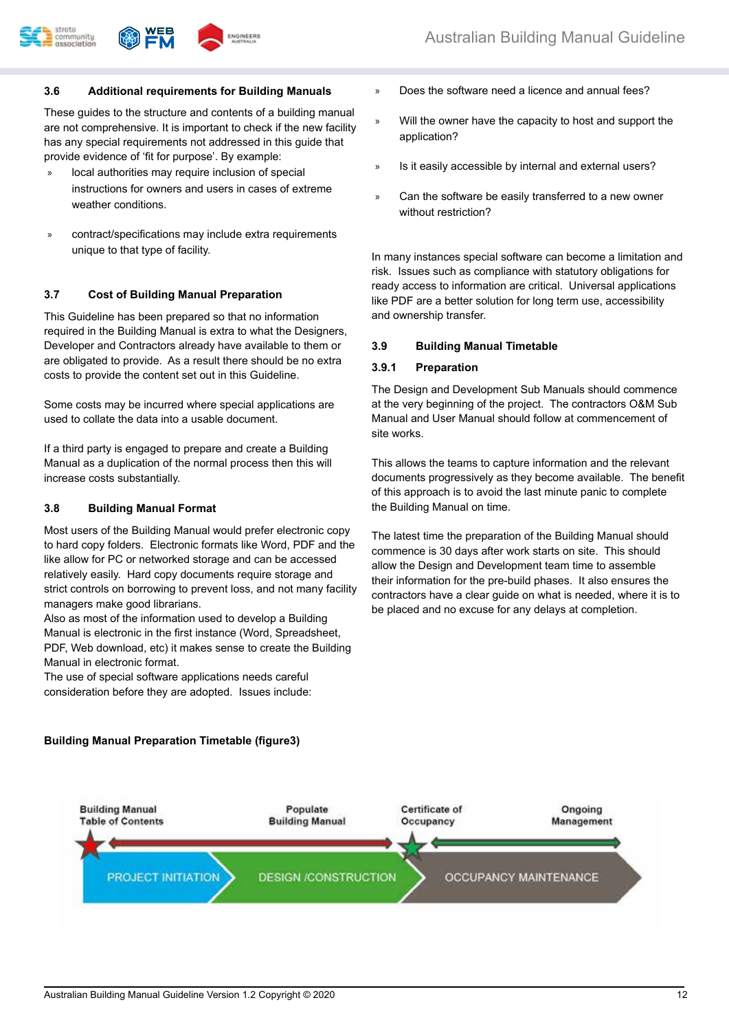### 3.6 Additional requirements for Building Manuals

These guides to the structure and contents of a building manual are not comprehensive. It is important to check if the new facility has any special requirements not addressed in this guide that provide evidence of 'fit for purpose'. By example:

- local authorities may require inclusion of special instructions for owners and users in cases of extreme weather conditions.
- contract/specifications may include extra requirements unique to that type of facility.

### 3.7 Cost of Building Manual Preparation

This Guideline has been prepared so that no information required in the Building Manual is extra to what the Designers, Developer and Contractors already have available to them or are obligated to provide. As a result there should be no extra costs to provide the content set out in this Guideline.

Some costs may be incurred where special applications are used to collate the data into a usable document.

If a third party is engaged to prepare and create a Building Manual as a duplication of the normal process then this will increase costs substantially.

### 3.8 Building Manual Format

Most users of the Building Manual would prefer electronic copy to hard copy folders. Electronic formats like Word, PDF and the like allow for PC or networked storage and can be accessed relatively easily. Hard copy documents require storage and strict controls on borrowing to prevent loss, and not many facility managers make good librarians.
Also as most of the information used to develop a Building Manual is electronic in the first instance (Word, Spreadsheet, PDF, Web download, etc) it makes sense to create the Building Manual in electronic format.
The use of special software applications needs careful consideration before they are adopted. Issues include:

- Does the software need a licence and annual fees?
- Will the owner have the capacity to host and support the application?
- Is it easily accessible by internal and external users?
- Can the software be easily transferred to a new owner without restriction?

In many instances special software can become a limitation and risk. Issues such as compliance with statutory obligations for ready access to information are critical. Universal applications like PDF are a better solution for long term use, accessibility and ownership transfer.

### 3.9 Building Manual Timetable

#### 3.9.1 Preparation

The Design and Development Sub Manuals should commence at the very beginning of the project. The contractors O&M Sub Manual and User Manual should follow at commencement of site works.

This allows the teams to capture information and the relevant documents progressively as they become available. The benefit of this approach is to avoid the last minute panic to complete the Building Manual on time.

The latest time the preparation of the Building Manual should commence is 30 days after work starts on site. This should allow the Design and Development team time to assemble their information for the pre-build phases. It also ensures the contractors have a clear guide on what is needed, where it is to be placed and no excuse for any delays at completion.

**Building Manual Preparation Timetable (figure3)**

Building Manual Table of Contents | Populate Building Manual | Certificate of Occupancy | Ongoing Management

PROJECT INITIATION → DESIGN /CONSTRUCTION → OCCUPANCY MAINTENANCE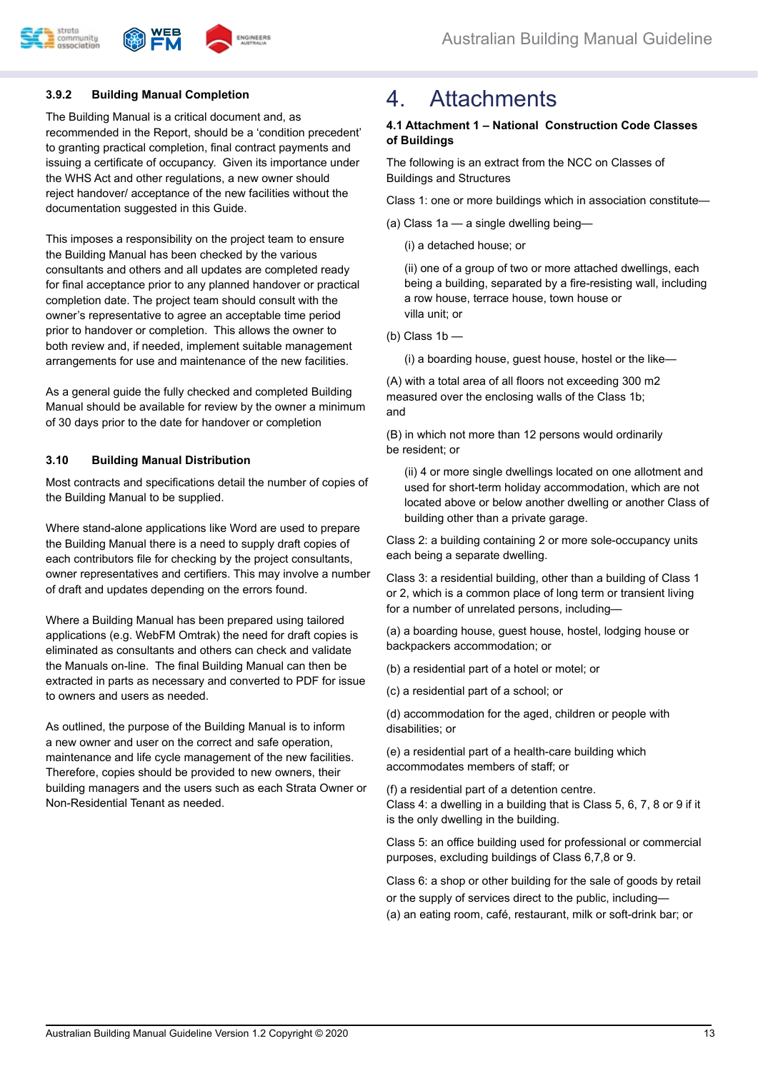### 3.9.2 Building Manual Completion

The Building Manual is a critical document and, as recommended in the Report, should be a 'condition precedent' to granting practical completion, final contract payments and issuing a certificate of occupancy. Given its importance under the WHS Act and other regulations, a new owner should reject handover/ acceptance of the new facilities without the documentation suggested in this Guide.

This imposes a responsibility on the project team to ensure the Building Manual has been checked by the various consultants and others and all updates are completed ready for final acceptance prior to any planned handover or practical completion date. The project team should consult with the owner's representative to agree an acceptable time period prior to handover or completion. This allows the owner to both review and, if needed, implement suitable management arrangements for use and maintenance of the new facilities.

As a general guide the fully checked and completed Building Manual should be available for review by the owner a minimum of 30 days prior to the date for handover or completion

### 3.10 Building Manual Distribution

Most contracts and specifications detail the number of copies of the Building Manual to be supplied.

Where stand-alone applications like Word are used to prepare the Building Manual there is a need to supply draft copies of each contributors file for checking by the project consultants, owner representatives and certifiers. This may involve a number of draft and updates depending on the errors found.

Where a Building Manual has been prepared using tailored applications (e.g. WebFM Omtrak) the need for draft copies is eliminated as consultants and others can check and validate the Manuals on-line. The final Building Manual can then be extracted in parts as necessary and converted to PDF for issue to owners and users as needed.

As outlined, the purpose of the Building Manual is to inform a new owner and user on the correct and safe operation, maintenance and life cycle management of the new facilities. Therefore, copies should be provided to new owners, their building managers and the users such as each Strata Owner or Non-Residential Tenant as needed.

# 4. Attachments

**4.1 Attachment 1 – National Construction Code Classes of Buildings**

The following is an extract from the NCC on Classes of Buildings and Structures

Class 1: one or more buildings which in association constitute—

(a) Class 1a — a single dwelling being—

(i) a detached house; or

(ii) one of a group of two or more attached dwellings, each being a building, separated by a fire-resisting wall, including a row house, terrace house, town house or villa unit; or

(b) Class 1b —

(i) a boarding house, guest house, hostel or the like—

(A) with a total area of all floors not exceeding 300 m2 measured over the enclosing walls of the Class 1b; and

(B) in which not more than 12 persons would ordinarily be resident; or

(ii) 4 or more single dwellings located on one allotment and used for short-term holiday accommodation, which are not located above or below another dwelling or another Class of building other than a private garage.

Class 2: a building containing 2 or more sole-occupancy units each being a separate dwelling.

Class 3: a residential building, other than a building of Class 1 or 2, which is a common place of long term or transient living for a number of unrelated persons, including—

(a) a boarding house, guest house, hostel, lodging house or backpackers accommodation; or

(b) a residential part of a hotel or motel; or

(c) a residential part of a school; or

(d) accommodation for the aged, children or people with disabilities; or

(e) a residential part of a health-care building which accommodates members of staff; or

(f) a residential part of a detention centre.

Class 4: a dwelling in a building that is Class 5, 6, 7, 8 or 9 if it is the only dwelling in the building.

Class 5: an office building used for professional or commercial purposes, excluding buildings of Class 6,7,8 or 9.

Class 6: a shop or other building for the sale of goods by retail or the supply of services direct to the public, including—

(a) an eating room, café, restaurant, milk or soft-drink bar; or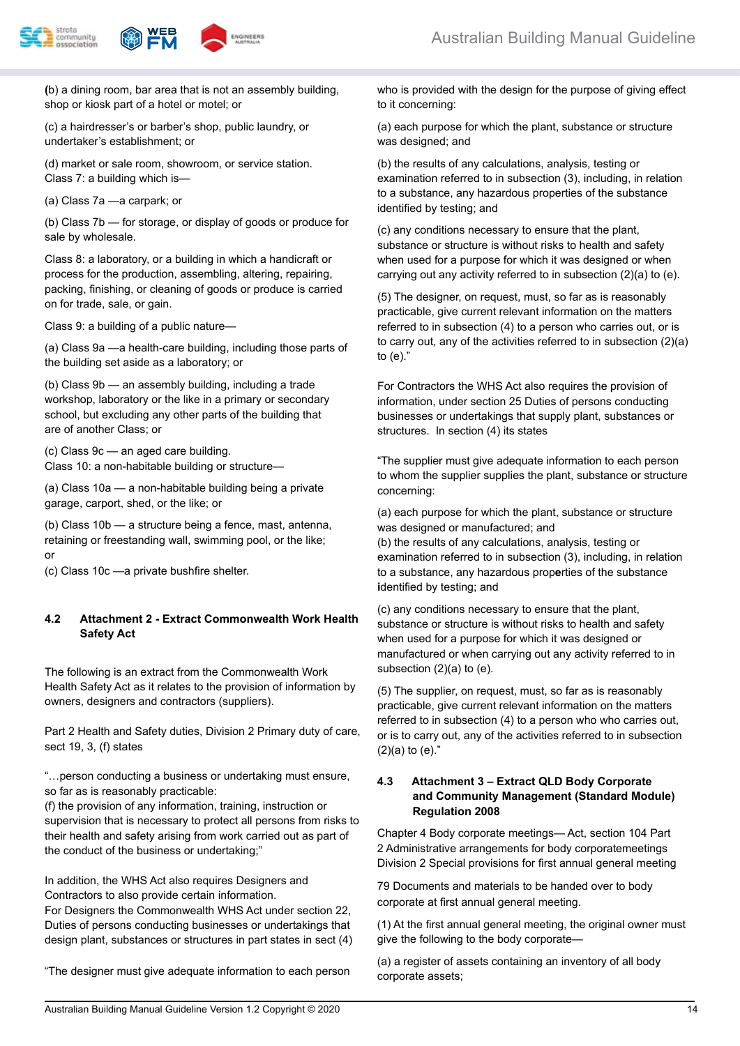(b) a dining room, bar area that is not an assembly building, shop or kiosk part of a hotel or motel; or

(c) a hairdresser's or barber's shop, public laundry, or undertaker's establishment; or

(d) market or sale room, showroom, or service station.

Class 7: a building which is—

(a) Class 7a —a carpark; or

(b) Class 7b — for storage, or display of goods or produce for sale by wholesale.

Class 8: a laboratory, or a building in which a handicraft or process for the production, assembling, altering, repairing, packing, finishing, or cleaning of goods or produce is carried on for trade, sale, or gain.

Class 9: a building of a public nature—

(a) Class 9a —a health-care building, including those parts of the building set aside as a laboratory; or

(b) Class 9b — an assembly building, including a trade workshop, laboratory or the like in a primary or secondary school, but excluding any other parts of the building that are of another Class; or

(c) Class 9c — an aged care building.

Class 10: a non-habitable building or structure—

(a) Class 10a — a non-habitable building being a private garage, carport, shed, or the like; or

(b) Class 10b — a structure being a fence, mast, antenna, retaining or freestanding wall, swimming pool, or the like; or

(c) Class 10c —a private bushfire shelter.

## 4.2 Attachment 2 - Extract Commonwealth Work Health Safety Act

The following is an extract from the Commonwealth Work Health Safety Act as it relates to the provision of information by owners, designers and contractors (suppliers).

Part 2 Health and Safety duties, Division 2 Primary duty of care, sect 19, 3, (f) states

"…person conducting a business or undertaking must ensure, so far as is reasonably practicable:
(f) the provision of any information, training, instruction or supervision that is necessary to protect all persons from risks to their health and safety arising from work carried out as part of the conduct of the business or undertaking;"

In addition, the WHS Act also requires Designers and Contractors to also provide certain information.
For Designers the Commonwealth WHS Act under section 22, Duties of persons conducting businesses or undertakings that design plant, substances or structures in part states in sect (4)

"The designer must give adequate information to each person who is provided with the design for the purpose of giving effect to it concerning:

(a) each purpose for which the plant, substance or structure was designed; and

(b) the results of any calculations, analysis, testing or examination referred to in subsection (3), including, in relation to a substance, any hazardous properties of the substance identified by testing; and

(c) any conditions necessary to ensure that the plant, substance or structure is without risks to health and safety when used for a purpose for which it was designed or when carrying out any activity referred to in subsection (2)(a) to (e).

(5) The designer, on request, must, so far as is reasonably practicable, give current relevant information on the matters referred to in subsection (4) to a person who carries out, or is to carry out, any of the activities referred to in subsection (2)(a) to (e)."

For Contractors the WHS Act also requires the provision of information, under section 25 Duties of persons conducting businesses or undertakings that supply plant, substances or structures. In section (4) its states

"The supplier must give adequate information to each person to whom the supplier supplies the plant, substance or structure concerning:

(a) each purpose for which the plant, substance or structure was designed or manufactured; and
(b) the results of any calculations, analysis, testing or examination referred to in subsection (3), including, in relation to a substance, any hazardous properties of the substance identified by testing; and

(c) any conditions necessary to ensure that the plant, substance or structure is without risks to health and safety when used for a purpose for which it was designed or manufactured or when carrying out any activity referred to in subsection (2)(a) to (e).

(5) The supplier, on request, must, so far as is reasonably practicable, give current relevant information on the matters referred to in subsection (4) to a person who who carries out, or is to carry out, any of the activities referred to in subsection (2)(a) to (e)."

## 4.3 Attachment 3 – Extract QLD Body Corporate and Community Management (Standard Module) Regulation 2008

Chapter 4 Body corporate meetings— Act, section 104 Part 2 Administrative arrangements for body corporatemeetings Division 2 Special provisions for first annual general meeting

79 Documents and materials to be handed over to body corporate at first annual general meeting.

(1) At the first annual general meeting, the original owner must give the following to the body corporate—

(a) a register of assets containing an inventory of all body corporate assets;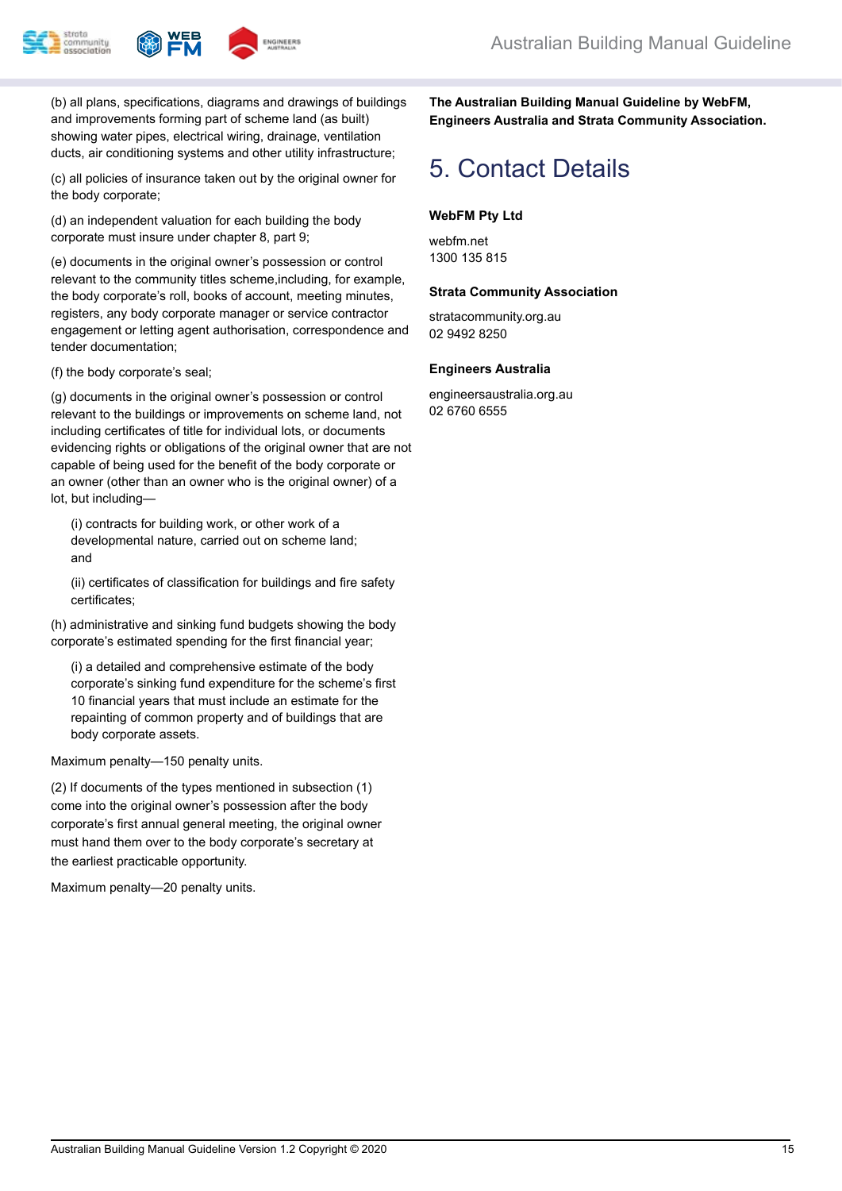(b) all plans, specifications, diagrams and drawings of buildings and improvements forming part of scheme land (as built) showing water pipes, electrical wiring, drainage, ventilation ducts, air conditioning systems and other utility infrastructure;

(c) all policies of insurance taken out by the original owner for the body corporate;

(d) an independent valuation for each building the body corporate must insure under chapter 8, part 9;

(e) documents in the original owner's possession or control relevant to the community titles scheme,including, for example, the body corporate's roll, books of account, meeting minutes, registers, any body corporate manager or service contractor engagement or letting agent authorisation, correspondence and tender documentation;

(f) the body corporate's seal;

(g) documents in the original owner's possession or control relevant to the buildings or improvements on scheme land, not including certificates of title for individual lots, or documents evidencing rights or obligations of the original owner that are not capable of being used for the benefit of the body corporate or an owner (other than an owner who is the original owner) of a lot, but including—

> (i) contracts for building work, or other work of a developmental nature, carried out on scheme land; and
>
> (ii) certificates of classification for buildings and fire safety certificates;

(h) administrative and sinking fund budgets showing the body corporate's estimated spending for the first financial year;

> (i) a detailed and comprehensive estimate of the body corporate's sinking fund expenditure for the scheme's first 10 financial years that must include an estimate for the repainting of common property and of buildings that are body corporate assets.

Maximum penalty—150 penalty units.

(2) If documents of the types mentioned in subsection (1) come into the original owner's possession after the body corporate's first annual general meeting, the original owner must hand them over to the body corporate's secretary at the earliest practicable opportunity.

Maximum penalty—20 penalty units.

**The Australian Building Manual Guideline by WebFM, Engineers Australia and Strata Community Association.**

# 5. Contact Details

**WebFM Pty Ltd**

webfm.net
1300 135 815

**Strata Community Association**

stratacommunity.org.au
02 9492 8250

**Engineers Australia**

engineersaustralia.org.au
02 6760 6555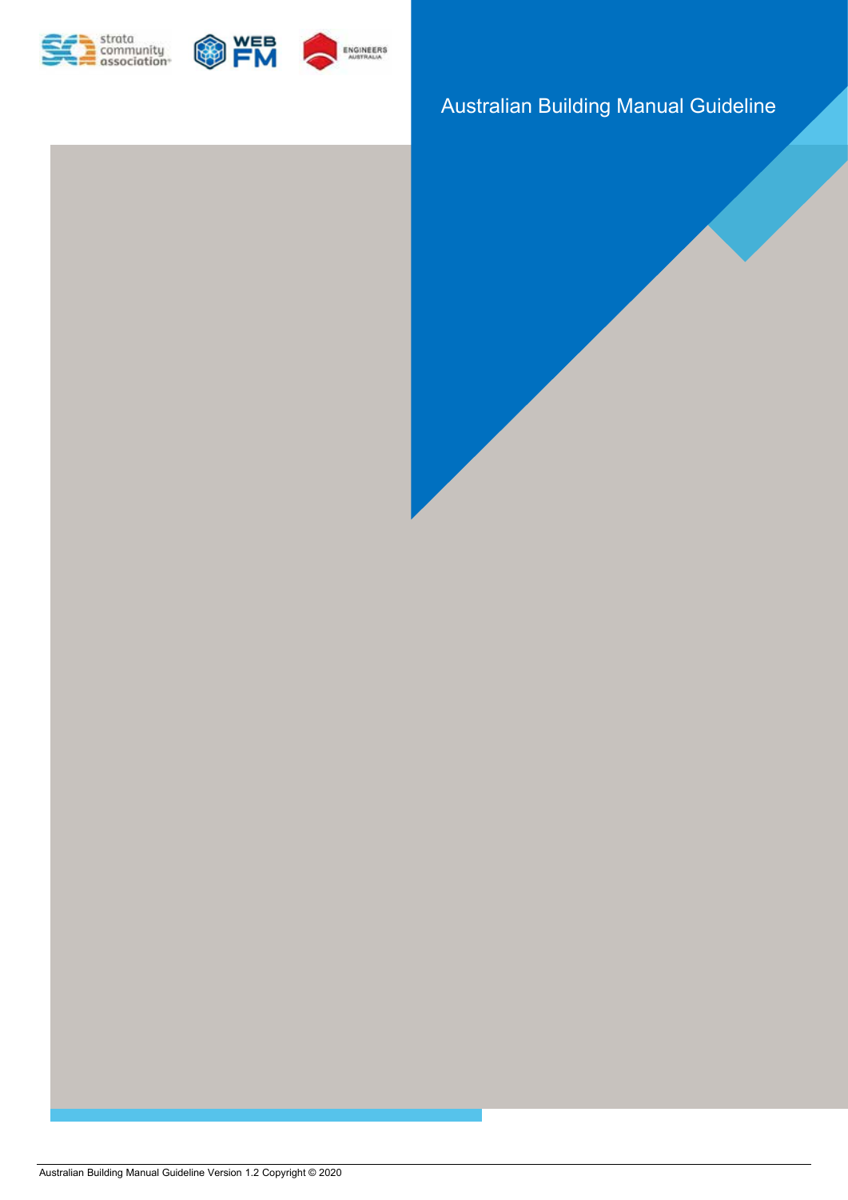strata community association

WEB FM

ENGINEERS AUSTRALIA

# Australian Building Manual Guideline